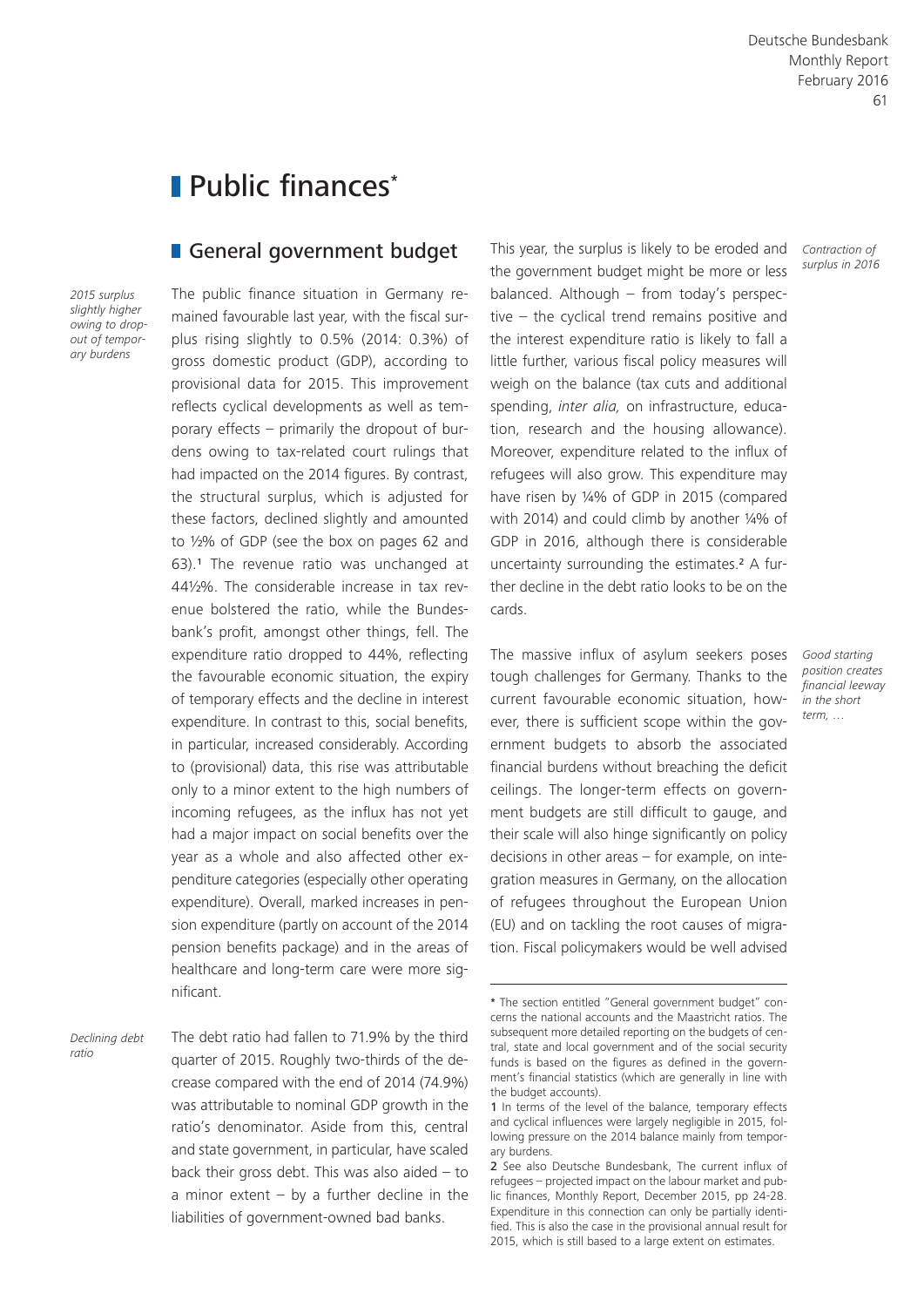# Public finances*

## General government budget

*2015 surplus slightly higher owing to dropout of temporary burdens*

The public finance situation in Germany remained favourable last year, with the fiscal surplus rising slightly to 0.5% (2014: 0.3%) of gross domestic product (GDP), according to provisional data for 2015. This improvement reflects cyclical developments as well as temporary effects – primarily the dropout of burdens owing to tax-related court rulings that had impacted on the 2014 figures. By contrast, the structural surplus, which is adjusted for these factors, declined slightly and amounted to ½% of GDP (see the box on pages 62 and 63).[1] The revenue ratio was unchanged at 44½%. The considerable increase in tax revenue bolstered the ratio, while the Bundesbank's profit, amongst other things, fell. The expenditure ratio dropped to 44%, reflecting the favourable economic situation, the expiry of temporary effects and the decline in interest expenditure. In contrast to this, social benefits, in particular, increased considerably. According to (provisional) data, this rise was attributable only to a minor extent to the high numbers of incoming refugees, as the influx has not yet had a major impact on social benefits over the year as a whole and also affected other expenditure categories (especially other operating expenditure). Overall, marked increases in pension expenditure (partly on account of the 2014 pension benefits package) and in the areas of healthcare and long-term care were more significant.

*Declining debt ratio*

The debt ratio had fallen to 71.9% by the third quarter of 2015. Roughly two-thirds of the decrease compared with the end of 2014 (74.9%) was attributable to nominal GDP growth in the ratio's denominator. Aside from this, central and state government, in particular, have scaled back their gross debt. This was also aided – to a minor extent – by a further decline in the liabilities of government-owned bad banks.

*Contraction of surplus in 2016*

This year, the surplus is likely to be eroded and the government budget might be more or less balanced. Although – from today's perspective – the cyclical trend remains positive and the interest expenditure ratio is likely to fall a little further, various fiscal policy measures will weigh on the balance (tax cuts and additional spending, *inter alia,* on infrastructure, education, research and the housing allowance). Moreover, expenditure related to the influx of refugees will also grow. This expenditure may have risen by ¼% of GDP in 2015 (compared with 2014) and could climb by another ¼% of GDP in 2016, although there is considerable uncertainty surrounding the estimates.[2] A further decline in the debt ratio looks to be on the cards.

*Good starting position creates financial leeway in the short term, …*

The massive influx of asylum seekers poses tough challenges for Germany. Thanks to the current favourable economic situation, however, there is sufficient scope within the government budgets to absorb the associated financial burdens without breaching the deficit ceilings. The longer-term effects on government budgets are still difficult to gauge, and their scale will also hinge significantly on policy decisions in other areas – for example, on integration measures in Germany, on the allocation of refugees throughout the European Union (EU) and on tackling the root causes of migration. Fiscal policymakers would be well advised

---

\* The section entitled "General government budget" concerns the national accounts and the Maastricht ratios. The subsequent more detailed reporting on the budgets of central, state and local government and of the social security funds is based on the figures as defined in the government's financial statistics (which are generally in line with the budget accounts).

1 In terms of the level of the balance, temporary effects and cyclical influences were largely negligible in 2015, following pressure on the 2014 balance mainly from temporary burdens.

2 See also Deutsche Bundesbank, The current influx of refugees – projected impact on the labour market and public finances, Monthly Report, December 2015, pp 24-28. Expenditure in this connection can only be partially identified. This is also the case in the provisional annual result for 2015, which is still based to a large extent on estimates.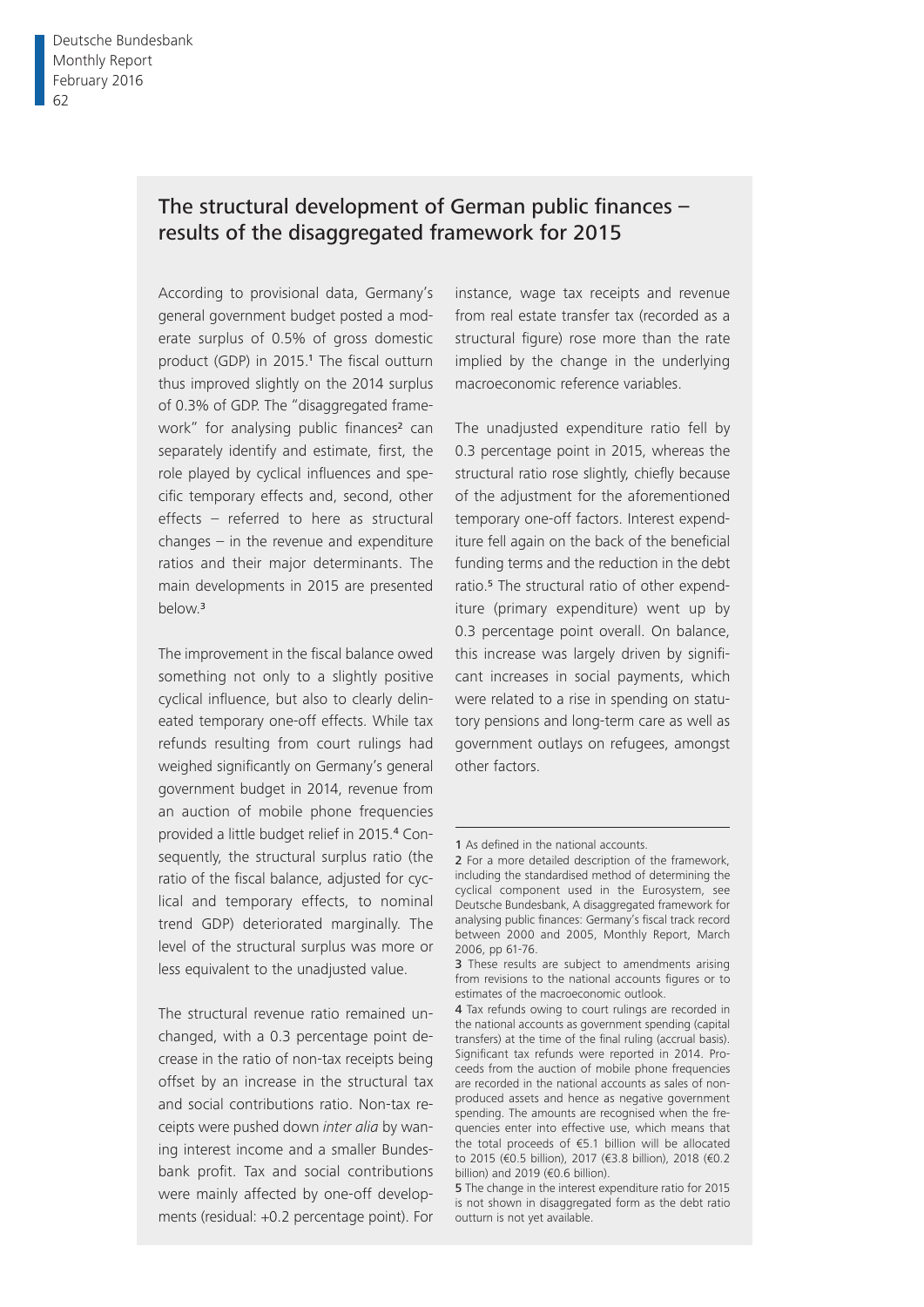## The structural development of German public finances – results of the disaggregated framework for 2015

According to provisional data, Germany's general government budget posted a moderate surplus of 0.5% of gross domestic product (GDP) in 2015.[1] The fiscal outturn thus improved slightly on the 2014 surplus of 0.3% of GDP. The "disaggregated framework" for analysing public finances[2] can separately identify and estimate, first, the role played by cyclical influences and specific temporary effects and, second, other effects – referred to here as structural changes – in the revenue and expenditure ratios and their major determinants. The main developments in 2015 are presented below.[3]

The improvement in the fiscal balance owed something not only to a slightly positive cyclical influence, but also to clearly delineated temporary one-off effects. While tax refunds resulting from court rulings had weighed significantly on Germany's general government budget in 2014, revenue from an auction of mobile phone frequencies provided a little budget relief in 2015.[4] Consequently, the structural surplus ratio (the ratio of the fiscal balance, adjusted for cyclical and temporary effects, to nominal trend GDP) deteriorated marginally. The level of the structural surplus was more or less equivalent to the unadjusted value.

The structural revenue ratio remained unchanged, with a 0.3 percentage point decrease in the ratio of non-tax receipts being offset by an increase in the structural tax and social contributions ratio. Non-tax receipts were pushed down *inter alia* by waning interest income and a smaller Bundesbank profit. Tax and social contributions were mainly affected by one-off developments (residual: +0.2 percentage point). For instance, wage tax receipts and revenue from real estate transfer tax (recorded as a structural figure) rose more than the rate implied by the change in the underlying macroeconomic reference variables.

The unadjusted expenditure ratio fell by 0.3 percentage point in 2015, whereas the structural ratio rose slightly, chiefly because of the adjustment for the aforementioned temporary one-off factors. Interest expenditure fell again on the back of the beneficial funding terms and the reduction in the debt ratio.[5] The structural ratio of other expenditure (primary expenditure) went up by 0.3 percentage point overall. On balance, this increase was largely driven by significant increases in social payments, which were related to a rise in spending on statutory pensions and long-term care as well as government outlays on refugees, amongst other factors.

---

1 As defined in the national accounts.

2 For a more detailed description of the framework, including the standardised method of determining the cyclical component used in the Eurosystem, see Deutsche Bundesbank, A disaggregated framework for analysing public finances: Germany's fiscal track record between 2000 and 2005, Monthly Report, March 2006, pp 61-76.

3 These results are subject to amendments arising from revisions to the national accounts figures or to estimates of the macroeconomic outlook.

4 Tax refunds owing to court rulings are recorded in the national accounts as government spending (capital transfers) at the time of the final ruling (accrual basis). Significant tax refunds were reported in 2014. Proceeds from the auction of mobile phone frequencies are recorded in the national accounts as sales of non-produced assets and hence as negative government spending. The amounts are recognised when the frequencies enter into effective use, which means that the total proceeds of €5.1 billion will be allocated to 2015 (€0.5 billion), 2017 (€3.8 billion), 2018 (€0.2 billion) and 2019 (€0.6 billion).

5 The change in the interest expenditure ratio for 2015 is not shown in disaggregated form as the debt ratio outturn is not yet available.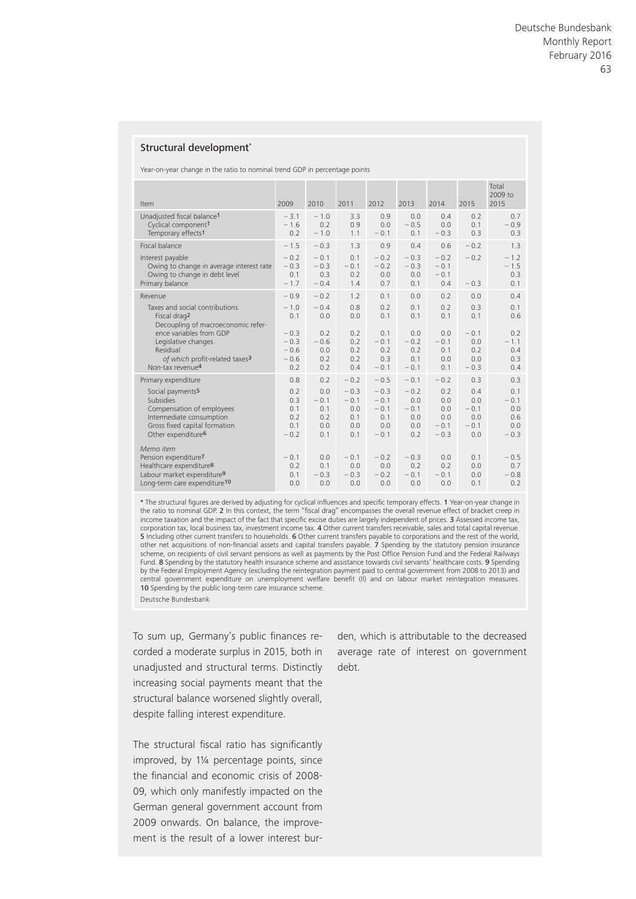## Structural development*

Year-on-year change in the ratio to nominal trend GDP in percentage points

| Item | 2009 | 2010 | 2011 | 2012 | 2013 | 2014 | 2015 | Total 2009 to 2015 |
|---|---|---|---|---|---|---|---|---|
| Unadjusted fiscal balance[1] | − 3.1 | − 1.0 | 3.3 | 0.9 | 0.0 | 0.4 | 0.2 | 0.7 |
| Cyclical component[1] | − 1.6 | 0.2 | 0.9 | 0.0 | − 0.5 | 0.0 | 0.1 | − 0.9 |
| Temporary effects[1] | 0.2 | − 1.0 | 1.1 | − 0.1 | 0.1 | − 0.3 | 0.3 | 0.3 |
| Fiscal balance | − 1.5 | − 0.3 | 1.3 | 0.9 | 0.4 | 0.6 | − 0.2 | 1.3 |
| Interest payable | − 0.2 | − 0.1 | 0.1 | − 0.2 | − 0.3 | − 0.2 | − 0.2 | − 1.2 |
| Owing to change in average interest rate | − 0.3 | − 0.3 | − 0.1 | − 0.2 | − 0.3 | − 0.1 | | − 1.5 |
| Owing to change in debt level | 0.1 | 0.3 | 0.2 | 0.0 | 0.0 | − 0.1 | | 0.3 |
| Primary balance | − 1.7 | − 0.4 | 1.4 | 0.7 | 0.1 | 0.4 | − 0.3 | 0.1 |
| Revenue | − 0.9 | − 0.2 | 1.2 | 0.1 | 0.0 | 0.2 | 0.0 | 0.4 |
| Taxes and social contributions | − 1.0 | − 0.4 | 0.8 | 0.2 | 0.1 | 0.2 | 0.3 | 0.1 |
| Fiscal drag[2] | 0.1 | 0.0 | 0.0 | 0.1 | 0.1 | 0.1 | 0.1 | 0.6 |
| Decoupling of macroeconomic reference variables from GDP | − 0.3 | 0.2 | 0.2 | 0.1 | 0.0 | 0.0 | − 0.1 | 0.2 |
| Legislative changes | − 0.3 | − 0.6 | 0.2 | − 0.1 | − 0.2 | − 0.1 | 0.0 | − 1.1 |
| Residual | − 0.6 | 0.0 | 0.2 | 0.2 | 0.2 | 0.1 | 0.2 | 0.4 |
| *of which* profit-related taxes[3] | − 0.6 | 0.2 | 0.2 | 0.3 | 0.1 | 0.0 | 0.0 | 0.3 |
| Non-tax revenue[4] | 0.2 | 0.2 | 0.4 | − 0.1 | − 0.1 | 0.1 | − 0.3 | 0.4 |
| Primary expenditure | 0.8 | 0.2 | − 0.2 | − 0.5 | − 0.1 | − 0.2 | 0.3 | 0.3 |
| Social payments[5] | 0.2 | 0.0 | − 0.3 | − 0.3 | − 0.2 | 0.2 | 0.4 | 0.1 |
| Subsidies | 0.3 | − 0.1 | − 0.1 | − 0.1 | 0.0 | 0.0 | 0.0 | − 0.1 |
| Compensation of employees | 0.1 | 0.1 | 0.0 | − 0.1 | − 0.1 | 0.0 | − 0.1 | 0.0 |
| Intermediate consumption | 0.2 | 0.2 | 0.1 | 0.1 | 0.0 | 0.0 | 0.0 | 0.6 |
| Gross fixed capital formation | 0.1 | 0.0 | 0.0 | 0.0 | 0.0 | − 0.1 | − 0.1 | 0.0 |
| Other expenditure[6] | − 0.2 | 0.1 | 0.1 | − 0.1 | 0.2 | − 0.3 | 0.0 | − 0.3 |
| *Memo item* | | | | | | | | |
| Pension expenditure[7] | − 0.1 | 0.0 | − 0.1 | − 0.2 | − 0.3 | 0.0 | 0.1 | − 0.5 |
| Healthcare expenditure[8] | 0.2 | 0.1 | 0.0 | 0.0 | 0.2 | 0.2 | 0.0 | 0.7 |
| Labour market expenditure[9] | 0.1 | − 0.3 | − 0.3 | − 0.2 | − 0.1 | − 0.1 | 0.0 | − 0.8 |
| Long-term care expenditure[10] | 0.0 | 0.0 | 0.0 | 0.0 | 0.0 | 0.0 | 0.1 | 0.2 |

* The structural figures are derived by adjusting for cyclical influences and specific temporary effects. **1** Year-on-year change in the ratio to nominal GDP. **2** In this context, the term "fiscal drag" encompasses the overall revenue effect of bracket creep in income taxation and the impact of the fact that specific excise duties are largely independent of prices. **3** Assessed income tax, corporation tax, local business tax, investment income tax. **4** Other current transfers receivable, sales and total capital revenue. **5** Including other current transfers to households. **6** Other current transfers payable to corporations and the rest of the world, other net acquisitions of non-financial assets and capital transfers payable. **7** Spending by the statutory pension insurance scheme, on recipients of civil servant pensions as well as payments by the Post Office Pension Fund and the Federal Railways Fund. **8** Spending by the statutory health insurance scheme and assistance towards civil servants' healthcare costs. **9** Spending by the Federal Employment Agency (excluding the reintegration payment paid to central government from 2008 to 2013) and central government expenditure on unemployment welfare benefit (II) and on labour market reintegration measures. **10** Spending by the public long-term care insurance scheme.

Deutsche Bundesbank

To sum up, Germany's public finances recorded a moderate surplus in 2015, both in unadjusted and structural terms. Distinctly increasing social payments meant that the structural balance worsened slightly overall, despite falling interest expenditure.

The structural fiscal ratio has significantly improved, by 1¼ percentage points, since the financial and economic crisis of 2008-09, which only manifestly impacted on the German general government account from 2009 onwards. On balance, the improvement is the result of a lower interest burden, which is attributable to the decreased average rate of interest on government debt.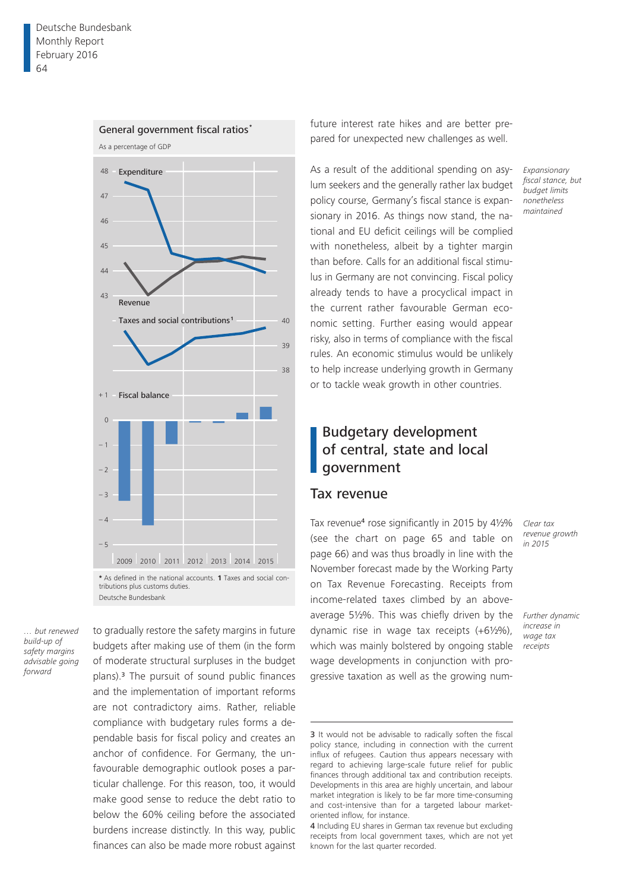**General government fiscal ratios***

As a percentage of GDP

\* As defined in the national accounts. **1** Taxes and social contributions plus customs duties.

Deutsche Bundesbank

*… but renewed build-up of safety margins advisable going forward*

to gradually restore the safety margins in future budgets after making use of them (in the form of moderate structural surpluses in the budget plans).[3] The pursuit of sound public finances and the implementation of important reforms are not contradictory aims. Rather, reliable compliance with budgetary rules forms a dependable basis for fiscal policy and creates an anchor of confidence. For Germany, the unfavourable demographic outlook poses a particular challenge. For this reason, too, it would make good sense to reduce the debt ratio to below the 60% ceiling before the associated burdens increase distinctly. In this way, public finances can also be made more robust against future interest rate hikes and are better prepared for unexpected new challenges as well.

*Expansionary fiscal stance, but budget limits nonetheless maintained*

As a result of the additional spending on asylum seekers and the generally rather lax budget policy course, Germany's fiscal stance is expansionary in 2016. As things now stand, the national and EU deficit ceilings will be complied with nonetheless, albeit by a tighter margin than before. Calls for an additional fiscal stimulus in Germany are not convincing. Fiscal policy already tends to have a procyclical impact in the current rather favourable German economic setting. Further easing would appear risky, also in terms of compliance with the fiscal rules. An economic stimulus would be unlikely to help increase underlying growth in Germany or to tackle weak growth in other countries.

# Budgetary development of central, state and local government

## Tax revenue

*Clear tax revenue growth in 2015*

Tax revenue[4] rose significantly in 2015 by 4½% (see the chart on page 65 and table on page 66) and was thus broadly in line with the November forecast made by the Working Party on Tax Revenue Forecasting. Receipts from income-related taxes climbed by an above-average 5½%. This was chiefly driven by the dynamic rise in wage tax receipts (+6½%), which was mainly bolstered by ongoing stable wage developments in conjunction with progressive taxation as well as the growing num-

*Further dynamic increase in wage tax receipts*

---

3 It would not be advisable to radically soften the fiscal policy stance, including in connection with the current influx of refugees. Caution thus appears necessary with regard to achieving large-scale future relief for public finances through additional tax and contribution receipts. Developments in this area are highly uncertain, and labour market integration is likely to be far more time-consuming and cost-intensive than for a targeted labour market-oriented inflow, for instance.

4 Including EU shares in German tax revenue but excluding receipts from local government taxes, which are not yet known for the last quarter recorded.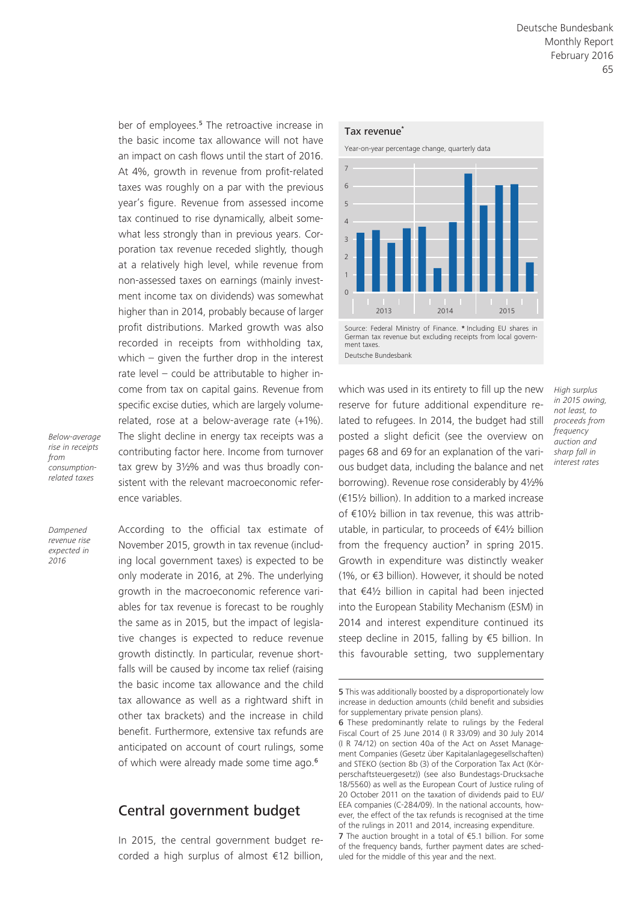ber of employees.[5] The retroactive increase in the basic income tax allowance will not have an impact on cash flows until the start of 2016. At 4%, growth in revenue from profit-related taxes was roughly on a par with the previous year's figure. Revenue from assessed income tax continued to rise dynamically, albeit somewhat less strongly than in previous years. Corporation tax revenue receded slightly, though at a relatively high level, while revenue from non-assessed taxes on earnings (mainly investment income tax on dividends) was somewhat higher than in 2014, probably because of larger profit distributions. Marked growth was also recorded in receipts from withholding tax, which – given the further drop in the interest rate level – could be attributable to higher income from tax on capital gains. Revenue from specific excise duties, which are largely volume-related, rose at a below-average rate (+1%). The slight decline in energy tax receipts was a contributing factor here. Income from turnover tax grew by 3½% and was thus broadly consistent with the relevant macroeconomic reference variables.

*Below-average rise in receipts from consumption-related taxes*

*Dampened revenue rise expected in 2016*

According to the official tax estimate of November 2015, growth in tax revenue (including local government taxes) is expected to be only moderate in 2016, at 2%. The underlying growth in the macroeconomic reference variables for tax revenue is forecast to be roughly the same as in 2015, but the impact of legislative changes is expected to reduce revenue growth distinctly. In particular, revenue shortfalls will be caused by income tax relief (raising the basic income tax allowance and the child tax allowance as well as a rightward shift in other tax brackets) and the increase in child benefit. Furthermore, extensive tax refunds are anticipated on account of court rulings, some of which were already made some time ago.[6]

## Central government budget

In 2015, the central government budget recorded a high surplus of almost €12 billion, which was used in its entirety to fill up the new reserve for future additional expenditure related to refugees. In 2014, the budget had still posted a slight deficit (see the overview on pages 68 and 69 for an explanation of the various budget data, including the balance and net borrowing). Revenue rose considerably by 4½% (€15½ billion). In addition to a marked increase of €10½ billion in tax revenue, this was attributable, in particular, to proceeds of €4½ billion from the frequency auction[7] in spring 2015. Growth in expenditure was distinctly weaker (1%, or €3 billion). However, it should be noted that €4½ billion in capital had been injected into the European Stability Mechanism (ESM) in 2014 and interest expenditure continued its steep decline in 2015, falling by €5 billion. In this favourable setting, two supplementary

*High surplus in 2015 owing, not least, to proceeds from frequency auction and sharp fall in interest rates*

**Tax revenue***

Year-on-year percentage change, quarterly data

Source: Federal Ministry of Finance. * Including EU shares in German tax revenue but excluding receipts from local government taxes.
Deutsche Bundesbank

5 This was additionally boosted by a disproportionately low increase in deduction amounts (child benefit and subsidies for supplementary private pension plans).

6 These predominantly relate to rulings by the Federal Fiscal Court of 25 June 2014 (I R 33/09) and 30 July 2014 (I R 74/12) on section 40a of the Act on Asset Management Companies (Gesetz über Kapitalanlagegesellschaften) and STEKO (section 8b (3) of the Corporation Tax Act (Körperschaftsteuergesetz)) (see also Bundestags-Drucksache 18/5560) as well as the European Court of Justice ruling of 20 October 2011 on the taxation of dividends paid to EU/EEA companies (C-284/09). In the national accounts, however, the effect of the tax refunds is recognised at the time of the rulings in 2011 and 2014, increasing expenditure.

7 The auction brought in a total of €5.1 billion. For some of the frequency bands, further payment dates are scheduled for the middle of this year and the next.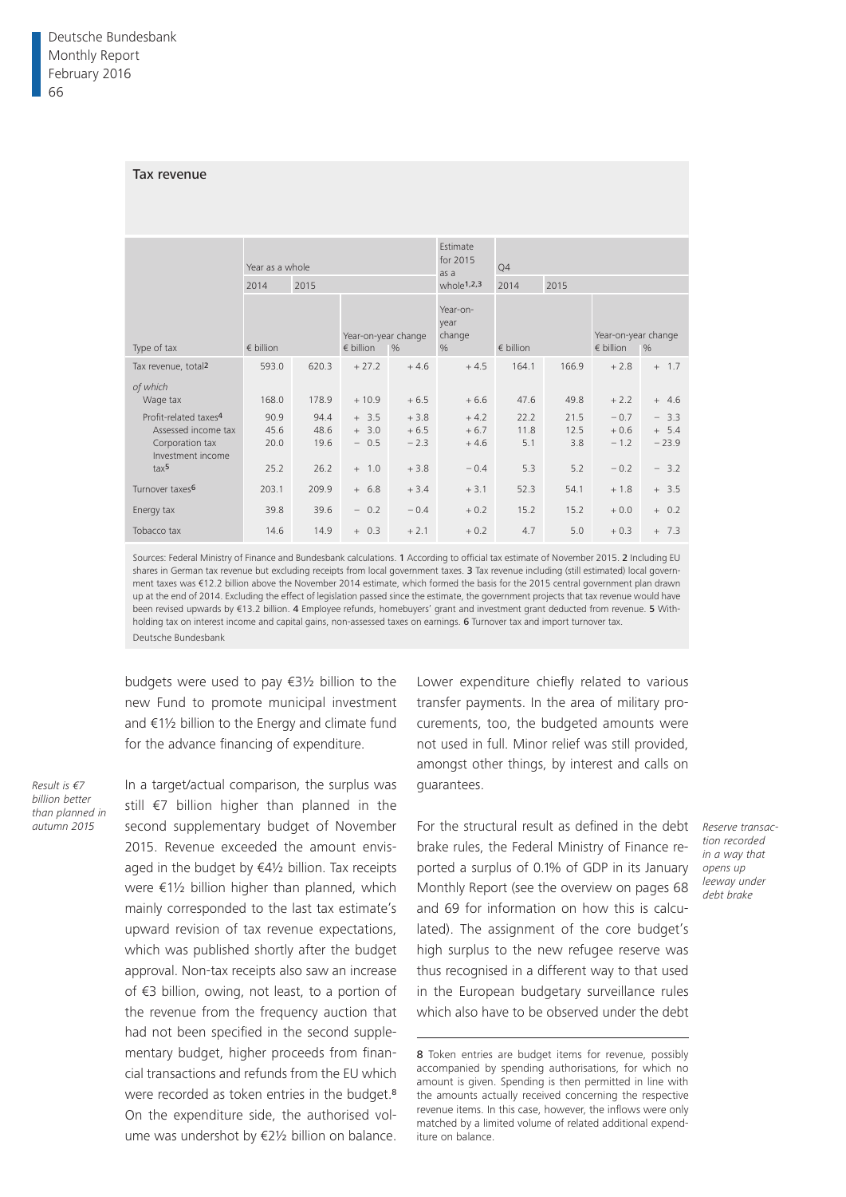**Tax revenue**

| Type of tax | Year as a whole | | | | Estimate for 2015 as a whole[1,2,3] | Q4 | | | |
|---|---|---|---|---|---|---|---|---|---|
| | 2014 | 2015 | | | | 2014 | 2015 | | |
| | € billion | | Year-on-year change € billion | % | Year-on-year change % | € billion | | Year-on-year change € billion | % |
| Tax revenue, total[2] | 593.0 | 620.3 | + 27.2 | + 4.6 | + 4.5 | 164.1 | 166.9 | + 2.8 | + 1.7 |
| *of which* Wage tax | 168.0 | 178.9 | + 10.9 | + 6.5 | + 6.6 | 47.6 | 49.8 | + 2.2 | + 4.6 |
| Profit-related taxes[4] | 90.9 | 94.4 | + 3.5 | + 3.8 | + 4.2 | 22.2 | 21.5 | − 0.7 | − 3.3 |
| Assessed income tax | 45.6 | 48.6 | + 3.0 | + 6.5 | + 6.7 | 11.8 | 12.5 | + 0.6 | + 5.4 |
| Corporation tax | 20.0 | 19.6 | − 0.5 | − 2.3 | + 4.6 | 5.1 | 3.8 | − 1.2 | − 23.9 |
| Investment income tax[5] | 25.2 | 26.2 | + 1.0 | + 3.8 | − 0.4 | 5.3 | 5.2 | − 0.2 | − 3.2 |
| Turnover taxes[6] | 203.1 | 209.9 | + 6.8 | + 3.4 | + 3.1 | 52.3 | 54.1 | + 1.8 | + 3.5 |
| Energy tax | 39.8 | 39.6 | − 0.2 | − 0.4 | + 0.2 | 15.2 | 15.2 | + 0.0 | + 0.2 |
| Tobacco tax | 14.6 | 14.9 | + 0.3 | + 2.1 | + 0.2 | 4.7 | 5.0 | + 0.3 | + 7.3 |

Sources: Federal Ministry of Finance and Bundesbank calculations. **1** According to official tax estimate of November 2015. **2** Including EU shares in German tax revenue but excluding receipts from local government taxes. **3** Tax revenue including (still estimated) local government taxes was €12.2 billion above the November 2014 estimate, which formed the basis for the 2015 central government plan drawn up at the end of 2014. Excluding the effect of legislation passed since the estimate, the government projects that tax revenue would have been revised upwards by €13.2 billion. **4** Employee refunds, homebuyers' grant and investment grant deducted from revenue. **5** Withholding tax on interest income and capital gains, non-assessed taxes on earnings. **6** Turnover tax and import turnover tax.

Deutsche Bundesbank

budgets were used to pay €3½ billion to the new Fund to promote municipal investment and €1½ billion to the Energy and climate fund for the advance financing of expenditure.

*Result is €7 billion better than planned in autumn 2015*

In a target/actual comparison, the surplus was still €7 billion higher than planned in the second supplementary budget of November 2015. Revenue exceeded the amount envisaged in the budget by €4½ billion. Tax receipts were €1½ billion higher than planned, which mainly corresponded to the last tax estimate's upward revision of tax revenue expectations, which was published shortly after the budget approval. Non-tax receipts also saw an increase of €3 billion, owing, not least, to a portion of the revenue from the frequency auction that had not been specified in the second supplementary budget, higher proceeds from financial transactions and refunds from the EU which were recorded as token entries in the budget.[8] On the expenditure side, the authorised volume was undershot by €2½ billion on balance. Lower expenditure chiefly related to various transfer payments. In the area of military procurements, too, the budgeted amounts were not used in full. Minor relief was still provided, amongst other things, by interest and calls on guarantees.

*Reserve transaction recorded in a way that opens up leeway under debt brake*

For the structural result as defined in the debt brake rules, the Federal Ministry of Finance reported a surplus of 0.1% of GDP in its January Monthly Report (see the overview on pages 68 and 69 for information on how this is calculated). The assignment of the core budget's high surplus to the new refugee reserve was thus recognised in a different way to that used in the European budgetary surveillance rules which also have to be observed under the debt

---

**8** Token entries are budget items for revenue, possibly accompanied by spending authorisations, for which no amount is given. Spending is then permitted in line with the amounts actually received concerning the respective revenue items. In this case, however, the inflows were only matched by a limited volume of related additional expenditure on balance.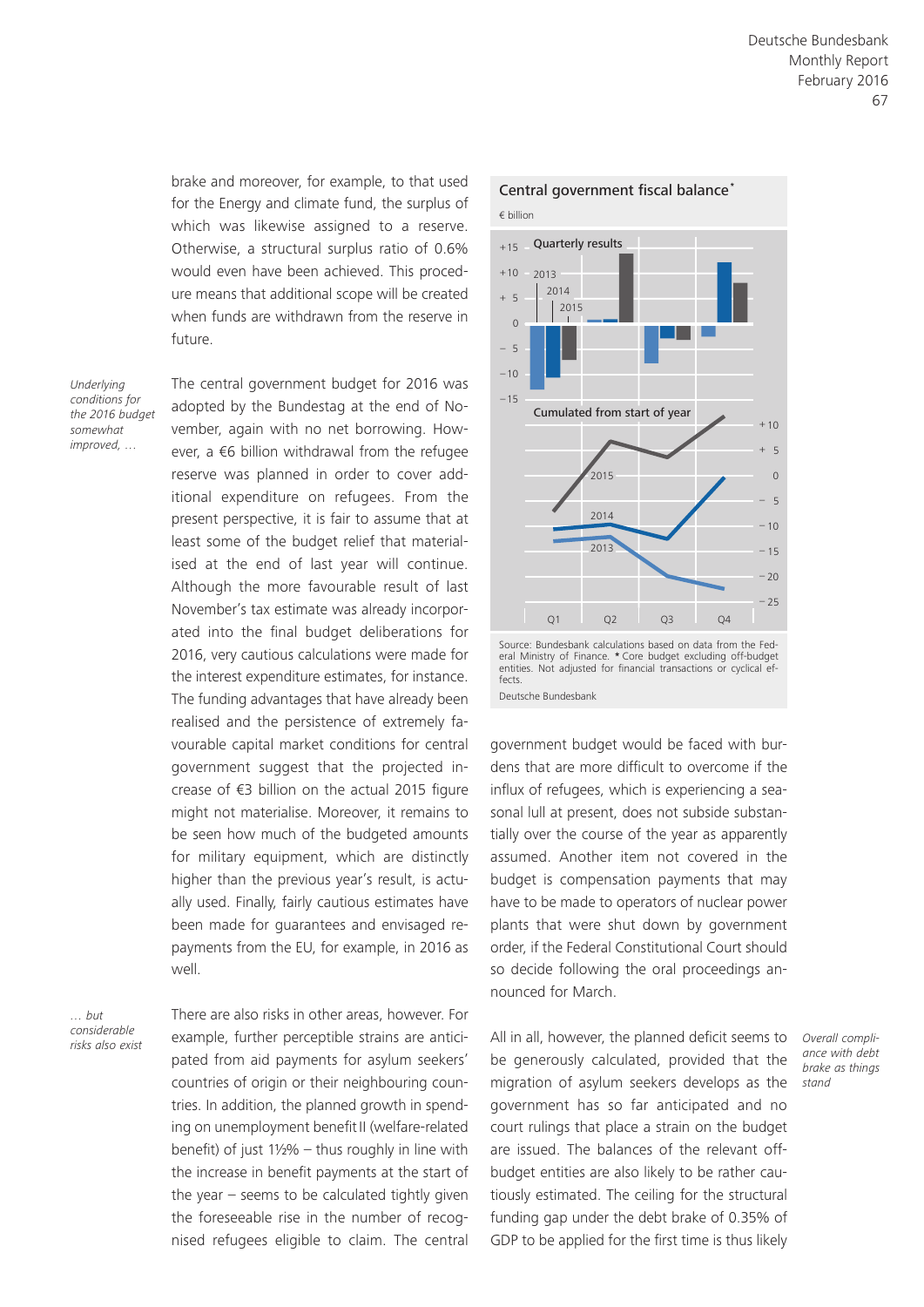brake and moreover, for example, to that used for the Energy and climate fund, the surplus of which was likewise assigned to a reserve. Otherwise, a structural surplus ratio of 0.6% would even have been achieved. This procedure means that additional scope will be created when funds are withdrawn from the reserve in future.

*Underlying conditions for the 2016 budget somewhat improved, …*

The central government budget for 2016 was adopted by the Bundestag at the end of November, again with no net borrowing. However, a €6 billion withdrawal from the refugee reserve was planned in order to cover additional expenditure on refugees. From the present perspective, it is fair to assume that at least some of the budget relief that materialised at the end of last year will continue. Although the more favourable result of last November's tax estimate was already incorporated into the final budget deliberations for 2016, very cautious calculations were made for the interest expenditure estimates, for instance. The funding advantages that have already been realised and the persistence of extremely favourable capital market conditions for central government suggest that the projected increase of €3 billion on the actual 2015 figure might not materialise. Moreover, it remains to be seen how much of the budgeted amounts for military equipment, which are distinctly higher than the previous year's result, is actually used. Finally, fairly cautious estimates have been made for guarantees and envisaged repayments from the EU, for example, in 2016 as well.

*… but considerable risks also exist*

There are also risks in other areas, however. For example, further perceptible strains are anticipated from aid payments for asylum seekers' countries of origin or their neighbouring countries. In addition, the planned growth in spending on unemployment benefit II (welfare-related benefit) of just 1½% – thus roughly in line with the increase in benefit payments at the start of the year – seems to be calculated tightly given the foreseeable rise in the number of recognised refugees eligible to claim. The central government budget would be faced with burdens that are more difficult to overcome if the influx of refugees, which is experiencing a seasonal lull at present, does not subside substantially over the course of the year as apparently assumed. Another item not covered in the budget is compensation payments that may have to be made to operators of nuclear power plants that were shut down by government order, if the Federal Constitutional Court should so decide following the oral proceedings announced for March.

**Central government fiscal balance***

€ billion

Quarterly results; Cumulated from start of year (2013, 2014, 2015; Q1–Q4)

Source: Bundesbank calculations based on data from the Federal Ministry of Finance. * Core budget excluding off-budget entities. Not adjusted for financial transactions or cyclical effects.

Deutsche Bundesbank

*Overall compliance with debt brake as things stand*

All in all, however, the planned deficit seems to be generously calculated, provided that the migration of asylum seekers develops as the government has so far anticipated and no court rulings that place a strain on the budget are issued. The balances of the relevant off-budget entities are also likely to be rather cautiously estimated. The ceiling for the structural funding gap under the debt brake of 0.35% of GDP to be applied for the first time is thus likely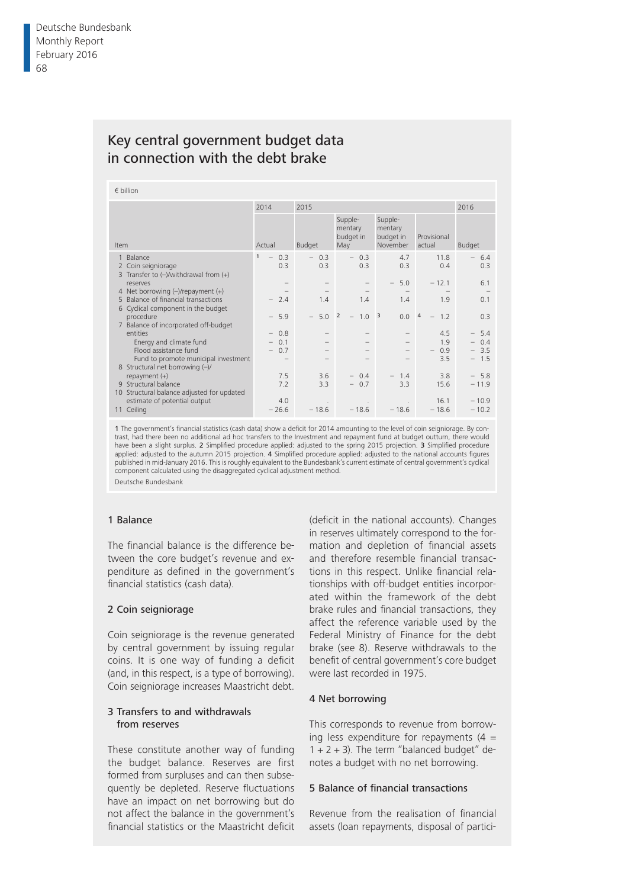## Key central government budget data in connection with the debt brake

€ billion

| Item | 2014 | 2015 | | | | 2016 |
|---|---|---|---|---|---|---|
| | Actual | Budget | Supplementary budget in May | Supplementary budget in November | Provisional actual | Budget |
| 1 Balance | [1] – 0.3 | – 0.3 | – 0.3 | 4.7 | 11.8 | – 6.4 |
| 2 Coin seigniorage | 0.3 | 0.3 | 0.3 | 0.3 | 0.4 | 0.3 |
| 3 Transfer to (–)/withdrawal from (+) reserves | – | – | – | – 5.0 | – 12.1 | 6.1 |
| 4 Net borrowing (–)/repayment (+) | – | – | – | – | – | – |
| 5 Balance of financial transactions | – 2.4 | 1.4 | 1.4 | 1.4 | 1.9 | 0.1 |
| 6 Cyclical component in the budget procedure | – 5.9 | – 5.0 | [2] – 1.0 | [3] 0.0 | [4] – 1.2 | 0.3 |
| 7 Balance of incorporated off-budget entities | – 0.8 | – | – | – | 4.5 | – 5.4 |
| Energy and climate fund | – 0.1 | – | – | – | 1.9 | – 0.4 |
| Flood assistance fund | – 0.7 | – | – | – | – 0.9 | – 3.5 |
| Fund to promote municipal investment | – | – | – | – | 3.5 | – 1.5 |
| 8 Structural net borrowing (–)/ repayment (+) | 7.5 | 3.6 | – 0.4 | – 1.4 | 3.8 | – 5.8 |
| 9 Structural balance | 7.2 | 3.3 | – 0.7 | 3.3 | 15.6 | – 11.9 |
| 10 Structural balance adjusted for updated estimate of potential output | 4.0 | . | . | . | 16.1 | – 10.9 |
| 11 Ceiling | – 26.6 | – 18.6 | – 18.6 | – 18.6 | – 18.6 | – 10.2 |

1 The government's financial statistics (cash data) show a deficit for 2014 amounting to the level of coin seigniorage. By contrast, had there been no additional ad hoc transfers to the Investment and repayment fund at budget outturn, there would have been a slight surplus. 2 Simplified procedure applied: adjusted to the spring 2015 projection. 3 Simplified procedure applied: adjusted to the autumn 2015 projection. 4 Simplified procedure applied: adjusted to the national accounts figures published in mid-January 2016. This is roughly equivalent to the Bundesbank's current estimate of central government's cyclical component calculated using the disaggregated cyclical adjustment method.

Deutsche Bundesbank

### 1 Balance

The financial balance is the difference between the core budget's revenue and expenditure as defined in the government's financial statistics (cash data).

### 2 Coin seigniorage

Coin seigniorage is the revenue generated by central government by issuing regular coins. It is one way of funding a deficit (and, in this respect, is a type of borrowing). Coin seigniorage increases Maastricht debt.

### 3 Transfers to and withdrawals from reserves

These constitute another way of funding the budget balance. Reserves are first formed from surpluses and can then subsequently be depleted. Reserve fluctuations have an impact on net borrowing but do not affect the balance in the government's financial statistics or the Maastricht deficit (deficit in the national accounts). Changes in reserves ultimately correspond to the formation and depletion of financial assets and therefore resemble financial transactions in this respect. Unlike financial relationships with off-budget entities incorporated within the framework of the debt brake rules and financial transactions, they affect the reference variable used by the Federal Ministry of Finance for the debt brake (see 8). Reserve withdrawals to the benefit of central government's core budget were last recorded in 1975.

### 4 Net borrowing

This corresponds to revenue from borrowing less expenditure for repayments (4 = 1 + 2 + 3). The term "balanced budget" denotes a budget with no net borrowing.

### 5 Balance of financial transactions

Revenue from the realisation of financial assets (loan repayments, disposal of partici-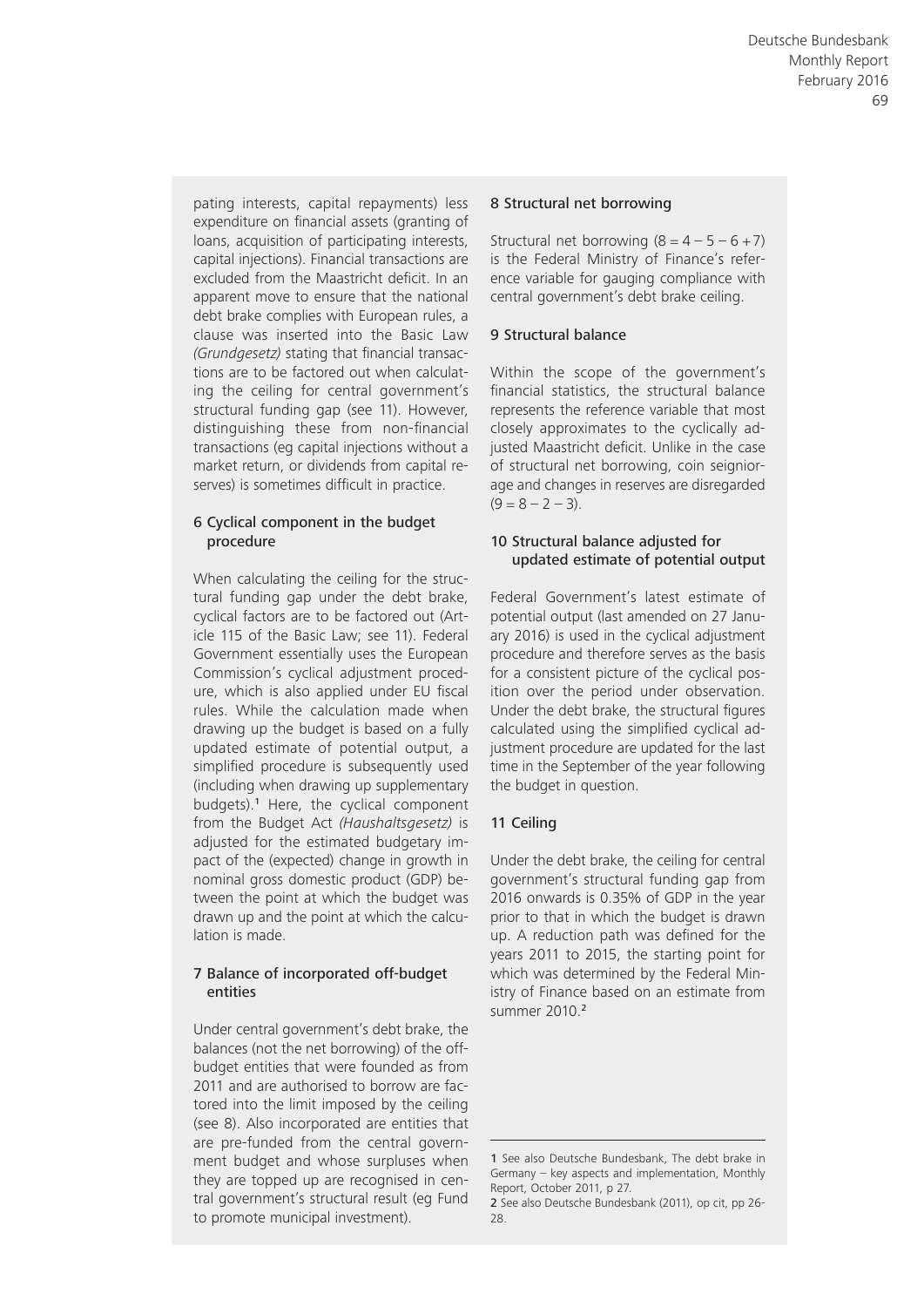pating interests, capital repayments) less expenditure on financial assets (granting of loans, acquisition of participating interests, capital injections). Financial transactions are excluded from the Maastricht deficit. In an apparent move to ensure that the national debt brake complies with European rules, a clause was inserted into the Basic Law *(Grundgesetz)* stating that financial transactions are to be factored out when calculating the ceiling for central government's structural funding gap (see 11). However, distinguishing these from non-financial transactions (eg capital injections without a market return, or dividends from capital reserves) is sometimes difficult in practice.

### 6 Cyclical component in the budget procedure

When calculating the ceiling for the structural funding gap under the debt brake, cyclical factors are to be factored out (Article 115 of the Basic Law; see 11). Federal Government essentially uses the European Commission's cyclical adjustment procedure, which is also applied under EU fiscal rules. While the calculation made when drawing up the budget is based on a fully updated estimate of potential output, a simplified procedure is subsequently used (including when drawing up supplementary budgets).[1] Here, the cyclical component from the Budget Act *(Haushaltsgesetz)* is adjusted for the estimated budgetary impact of the (expected) change in growth in nominal gross domestic product (GDP) between the point at which the budget was drawn up and the point at which the calculation is made.

### 7 Balance of incorporated off-budget entities

Under central government's debt brake, the balances (not the net borrowing) of the off-budget entities that were founded as from 2011 and are authorised to borrow are factored into the limit imposed by the ceiling (see 8). Also incorporated are entities that are pre-funded from the central government budget and whose surpluses when they are topped up are recognised in central government's structural result (eg Fund to promote municipal investment).

### 8 Structural net borrowing

Structural net borrowing ($8 = 4 - 5 - 6 + 7$) is the Federal Ministry of Finance's reference variable for gauging compliance with central government's debt brake ceiling.

### 9 Structural balance

Within the scope of the government's financial statistics, the structural balance represents the reference variable that most closely approximates to the cyclically adjusted Maastricht deficit. Unlike in the case of structural net borrowing, coin seigniorage and changes in reserves are disregarded ($9 = 8 - 2 - 3$).

### 10 Structural balance adjusted for updated estimate of potential output

Federal Government's latest estimate of potential output (last amended on 27 January 2016) is used in the cyclical adjustment procedure and therefore serves as the basis for a consistent picture of the cyclical position over the period under observation. Under the debt brake, the structural figures calculated using the simplified cyclical adjustment procedure are updated for the last time in the September of the year following the budget in question.

### 11 Ceiling

Under the debt brake, the ceiling for central government's structural funding gap from 2016 onwards is 0.35% of GDP in the year prior to that in which the budget is drawn up. A reduction path was defined for the years 2011 to 2015, the starting point for which was determined by the Federal Ministry of Finance based on an estimate from summer 2010.[2]

---

1 See also Deutsche Bundesbank, The debt brake in Germany – key aspects and implementation, Monthly Report, October 2011, p 27.

2 See also Deutsche Bundesbank (2011), op cit, pp 26-28.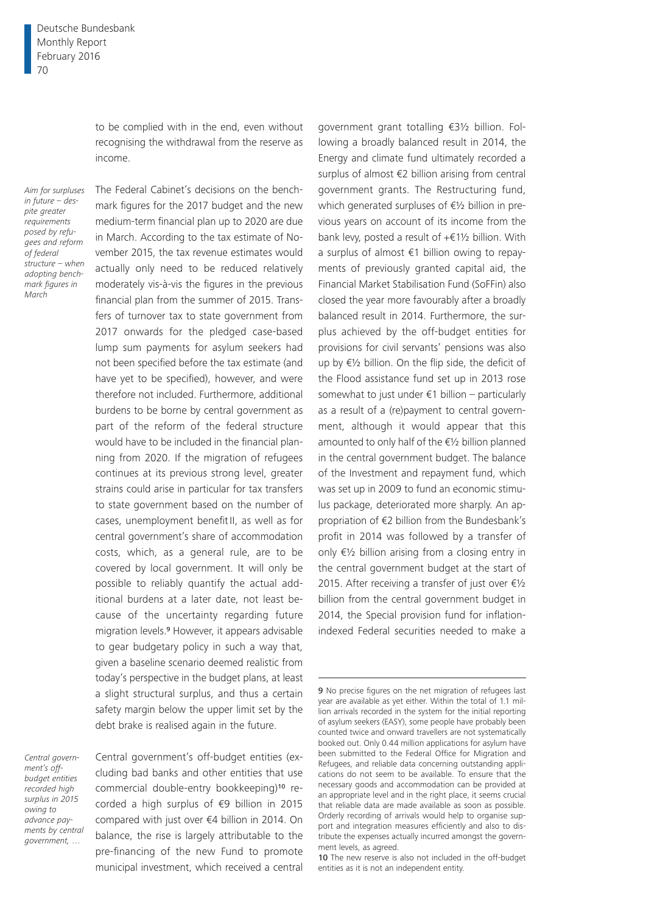to be complied with in the end, even without recognising the withdrawal from the reserve as income.

*Aim for surpluses in future – despite greater requirements posed by refugees and reform of federal structure – when adopting benchmark figures in March*

The Federal Cabinet's decisions on the benchmark figures for the 2017 budget and the new medium-term financial plan up to 2020 are due in March. According to the tax estimate of November 2015, the tax revenue estimates would actually only need to be reduced relatively moderately vis-à-vis the figures in the previous financial plan from the summer of 2015. Transfers of turnover tax to state government from 2017 onwards for the pledged case-based lump sum payments for asylum seekers had not been specified before the tax estimate (and have yet to be specified), however, and were therefore not included. Furthermore, additional burdens to be borne by central government as part of the reform of the federal structure would have to be included in the financial planning from 2020. If the migration of refugees continues at its previous strong level, greater strains could arise in particular for tax transfers to state government based on the number of cases, unemployment benefit II, as well as for central government's share of accommodation costs, which, as a general rule, are to be covered by local government. It will only be possible to reliably quantify the actual additional burdens at a later date, not least because of the uncertainty regarding future migration levels.[9] However, it appears advisable to gear budgetary policy in such a way that, given a baseline scenario deemed realistic from today's perspective in the budget plans, at least a slight structural surplus, and thus a certain safety margin below the upper limit set by the debt brake is realised again in the future.

*Central government's off-budget entities recorded high surplus in 2015 owing to advance payments by central government, …*

Central government's off-budget entities (excluding bad banks and other entities that use commercial double-entry bookkeeping)[10] recorded a high surplus of €9 billion in 2015 compared with just over €4 billion in 2014. On balance, the rise is largely attributable to the pre-financing of the new Fund to promote municipal investment, which received a central government grant totalling €3½ billion. Following a broadly balanced result in 2014, the Energy and climate fund ultimately recorded a surplus of almost €2 billion arising from central government grants. The Restructuring fund, which generated surpluses of €½ billion in previous years on account of its income from the bank levy, posted a result of +€1½ billion. With a surplus of almost €1 billion owing to repayments of previously granted capital aid, the Financial Market Stabilisation Fund (SoFFin) also closed the year more favourably after a broadly balanced result in 2014. Furthermore, the surplus achieved by the off-budget entities for provisions for civil servants' pensions was also up by €½ billion. On the flip side, the deficit of the Flood assistance fund set up in 2013 rose somewhat to just under €1 billion – particularly as a result of a (re)payment to central government, although it would appear that this amounted to only half of the €½ billion planned in the central government budget. The balance of the Investment and repayment fund, which was set up in 2009 to fund an economic stimulus package, deteriorated more sharply. An appropriation of €2 billion from the Bundesbank's profit in 2014 was followed by a transfer of only €½ billion arising from a closing entry in the central government budget at the start of 2015. After receiving a transfer of just over €½ billion from the central government budget in 2014, the Special provision fund for inflation-indexed Federal securities needed to make a

---

9 No precise figures on the net migration of refugees last year are available as yet either. Within the total of 1.1 million arrivals recorded in the system for the initial reporting of asylum seekers (EASY), some people have probably been counted twice and onward travellers are not systematically booked out. Only 0.44 million applications for asylum have been submitted to the Federal Office for Migration and Refugees, and reliable data concerning outstanding applications do not seem to be available. To ensure that the necessary goods and accommodation can be provided at an appropriate level and in the right place, it seems crucial that reliable data are made available as soon as possible. Orderly recording of arrivals would help to organise support and integration measures efficiently and also to distribute the expenses actually incurred amongst the government levels, as agreed.

10 The new reserve is also not included in the off-budget entities as it is not an independent entity.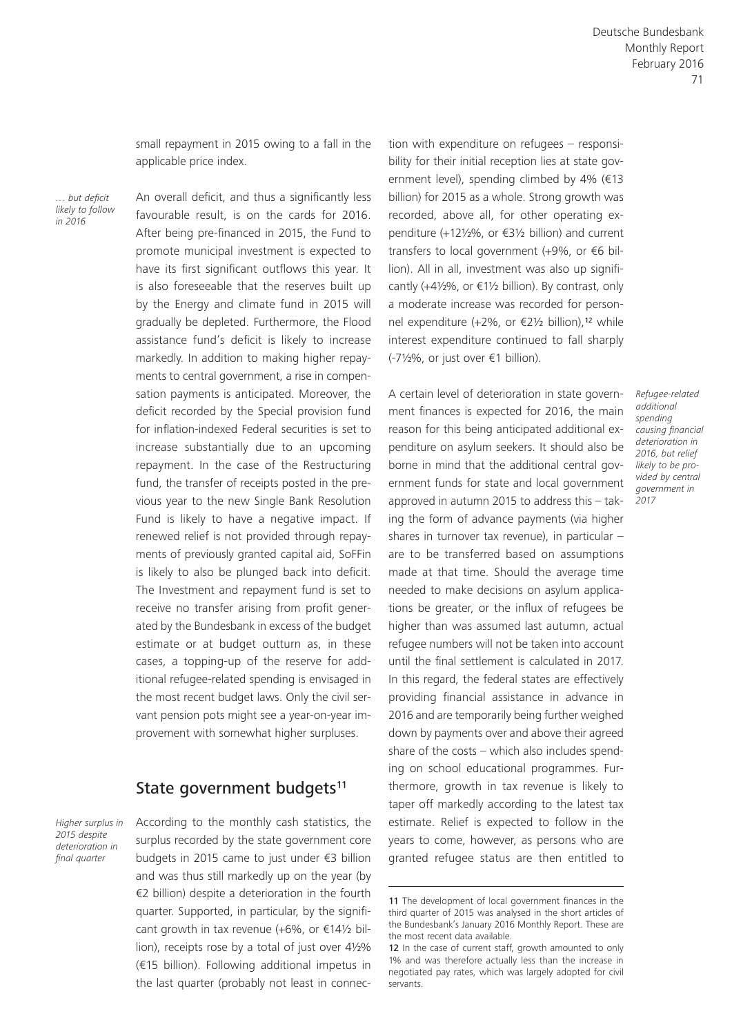small repayment in 2015 owing to a fall in the applicable price index.

*… but deficit likely to follow in 2016*

An overall deficit, and thus a significantly less favourable result, is on the cards for 2016. After being pre-financed in 2015, the Fund to promote municipal investment is expected to have its first significant outflows this year. It is also foreseeable that the reserves built up by the Energy and climate fund in 2015 will gradually be depleted. Furthermore, the Flood assistance fund's deficit is likely to increase markedly. In addition to making higher repayments to central government, a rise in compensation payments is anticipated. Moreover, the deficit recorded by the Special provision fund for inflation-indexed Federal securities is set to increase substantially due to an upcoming repayment. In the case of the Restructuring fund, the transfer of receipts posted in the previous year to the new Single Bank Resolution Fund is likely to have a negative impact. If renewed relief is not provided through repayments of previously granted capital aid, SoFFin is likely to also be plunged back into deficit. The Investment and repayment fund is set to receive no transfer arising from profit generated by the Bundesbank in excess of the budget estimate or at budget outturn as, in these cases, a topping-up of the reserve for additional refugee-related spending is envisaged in the most recent budget laws. Only the civil servant pension pots might see a year-on-year improvement with somewhat higher surpluses.

## State government budgets[11]

*Higher surplus in 2015 despite deterioration in final quarter*

According to the monthly cash statistics, the surplus recorded by the state government core budgets in 2015 came to just under €3 billion and was thus still markedly up on the year (by €2 billion) despite a deterioration in the fourth quarter. Supported, in particular, by the significant growth in tax revenue (+6%, or €14½ billion), receipts rose by a total of just over 4½% (€15 billion). Following additional impetus in the last quarter (probably not least in connection with expenditure on refugees – responsibility for their initial reception lies at state government level), spending climbed by 4% (€13 billion) for 2015 as a whole. Strong growth was recorded, above all, for other operating expenditure (+12½%, or €3½ billion) and current transfers to local government (+9%, or €6 billion). All in all, investment was also up significantly (+4½%, or €1½ billion). By contrast, only a moderate increase was recorded for personnel expenditure (+2%, or €2½ billion),[12] while interest expenditure continued to fall sharply (-7½%, or just over €1 billion).

*Refugee-related additional spending causing financial deterioration in 2016, but relief likely to be provided by central government in 2017*

A certain level of deterioration in state government finances is expected for 2016, the main reason for this being anticipated additional expenditure on asylum seekers. It should also be borne in mind that the additional central government funds for state and local government approved in autumn 2015 to address this – taking the form of advance payments (via higher shares in turnover tax revenue), in particular – are to be transferred based on assumptions made at that time. Should the average time needed to make decisions on asylum applications be greater, or the influx of refugees be higher than was assumed last autumn, actual refugee numbers will not be taken into account until the final settlement is calculated in 2017. In this regard, the federal states are effectively providing financial assistance in advance in 2016 and are temporarily being further weighed down by payments over and above their agreed share of the costs – which also includes spending on school educational programmes. Furthermore, growth in tax revenue is likely to taper off markedly according to the latest tax estimate. Relief is expected to follow in the years to come, however, as persons who are granted refugee status are then entitled to

---

11 The development of local government finances in the third quarter of 2015 was analysed in the short articles of the Bundesbank's January 2016 Monthly Report. These are the most recent data available.

12 In the case of current staff, growth amounted to only 1% and was therefore actually less than the increase in negotiated pay rates, which was largely adopted for civil servants.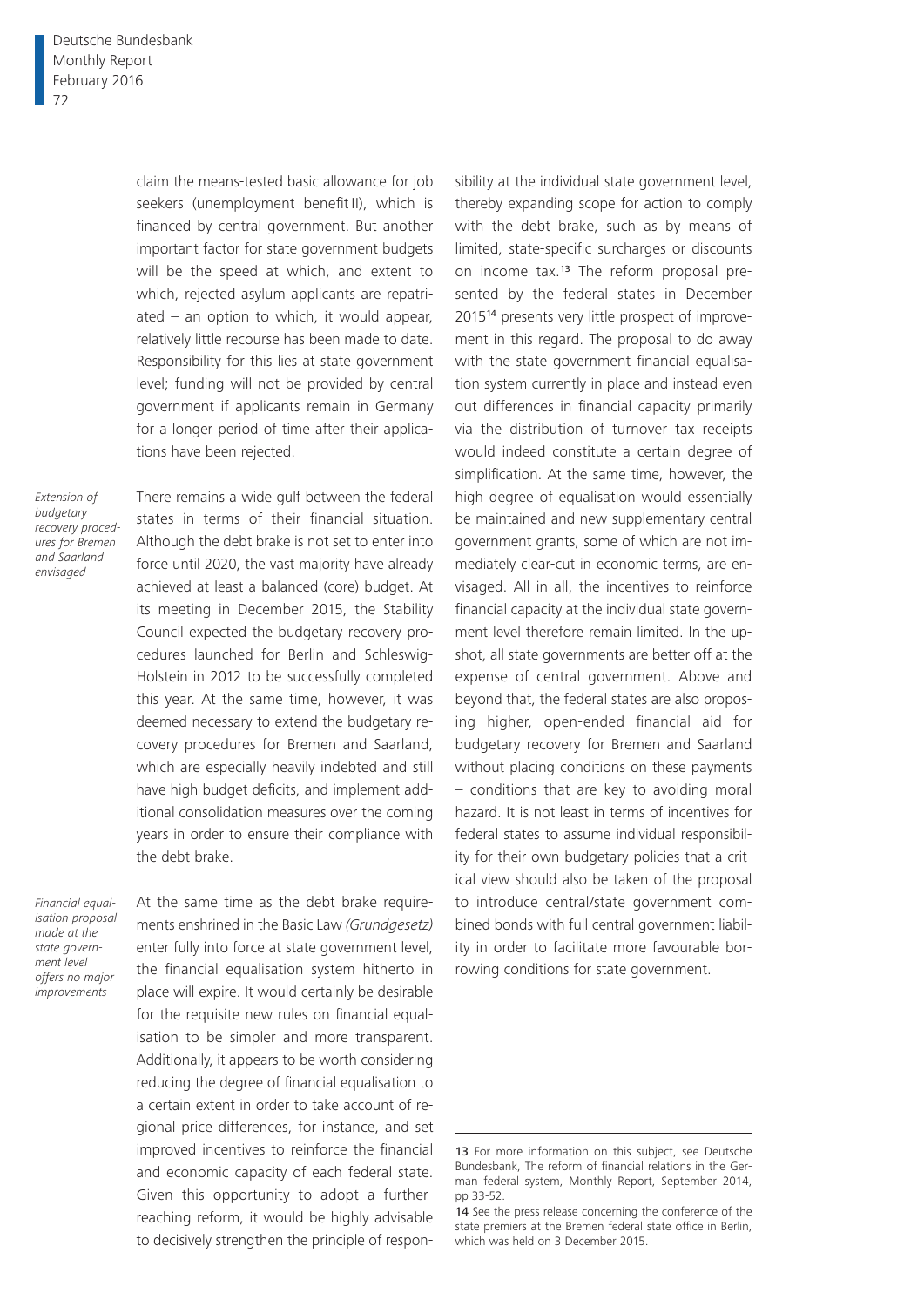claim the means-tested basic allowance for job seekers (unemployment benefit II), which is financed by central government. But another important factor for state government budgets will be the speed at which, and extent to which, rejected asylum applicants are repatriated – an option to which, it would appear, relatively little recourse has been made to date. Responsibility for this lies at state government level; funding will not be provided by central government if applicants remain in Germany for a longer period of time after their applications have been rejected.

*Extension of budgetary recovery procedures for Bremen and Saarland envisaged*

There remains a wide gulf between the federal states in terms of their financial situation. Although the debt brake is not set to enter into force until 2020, the vast majority have already achieved at least a balanced (core) budget. At its meeting in December 2015, the Stability Council expected the budgetary recovery procedures launched for Berlin and Schleswig-Holstein in 2012 to be successfully completed this year. At the same time, however, it was deemed necessary to extend the budgetary recovery procedures for Bremen and Saarland, which are especially heavily indebted and still have high budget deficits, and implement additional consolidation measures over the coming years in order to ensure their compliance with the debt brake.

*Financial equalisation proposal made at the state government level offers no major improvements*

At the same time as the debt brake requirements enshrined in the Basic Law *(Grundgesetz)* enter fully into force at state government level, the financial equalisation system hitherto in place will expire. It would certainly be desirable for the requisite new rules on financial equalisation to be simpler and more transparent. Additionally, it appears to be worth considering reducing the degree of financial equalisation to a certain extent in order to take account of regional price differences, for instance, and set improved incentives to reinforce the financial and economic capacity of each federal state. Given this opportunity to adopt a further-reaching reform, it would be highly advisable to decisively strengthen the principle of responsibility at the individual state government level, thereby expanding scope for action to comply with the debt brake, such as by means of limited, state-specific surcharges or discounts on income tax.[13] The reform proposal presented by the federal states in December 2015[14] presents very little prospect of improvement in this regard. The proposal to do away with the state government financial equalisation system currently in place and instead even out differences in financial capacity primarily via the distribution of turnover tax receipts would indeed constitute a certain degree of simplification. At the same time, however, the high degree of equalisation would essentially be maintained and new supplementary central government grants, some of which are not immediately clear-cut in economic terms, are envisaged. All in all, the incentives to reinforce financial capacity at the individual state government level therefore remain limited. In the upshot, all state governments are better off at the expense of central government. Above and beyond that, the federal states are also proposing higher, open-ended financial aid for budgetary recovery for Bremen and Saarland without placing conditions on these payments – conditions that are key to avoiding moral hazard. It is not least in terms of incentives for federal states to assume individual responsibility for their own budgetary policies that a critical view should also be taken of the proposal to introduce central/state government combined bonds with full central government liability in order to facilitate more favourable borrowing conditions for state government.

---

13 For more information on this subject, see Deutsche Bundesbank, The reform of financial relations in the German federal system, Monthly Report, September 2014, pp 33-52.

14 See the press release concerning the conference of the state premiers at the Bremen federal state office in Berlin, which was held on 3 December 2015.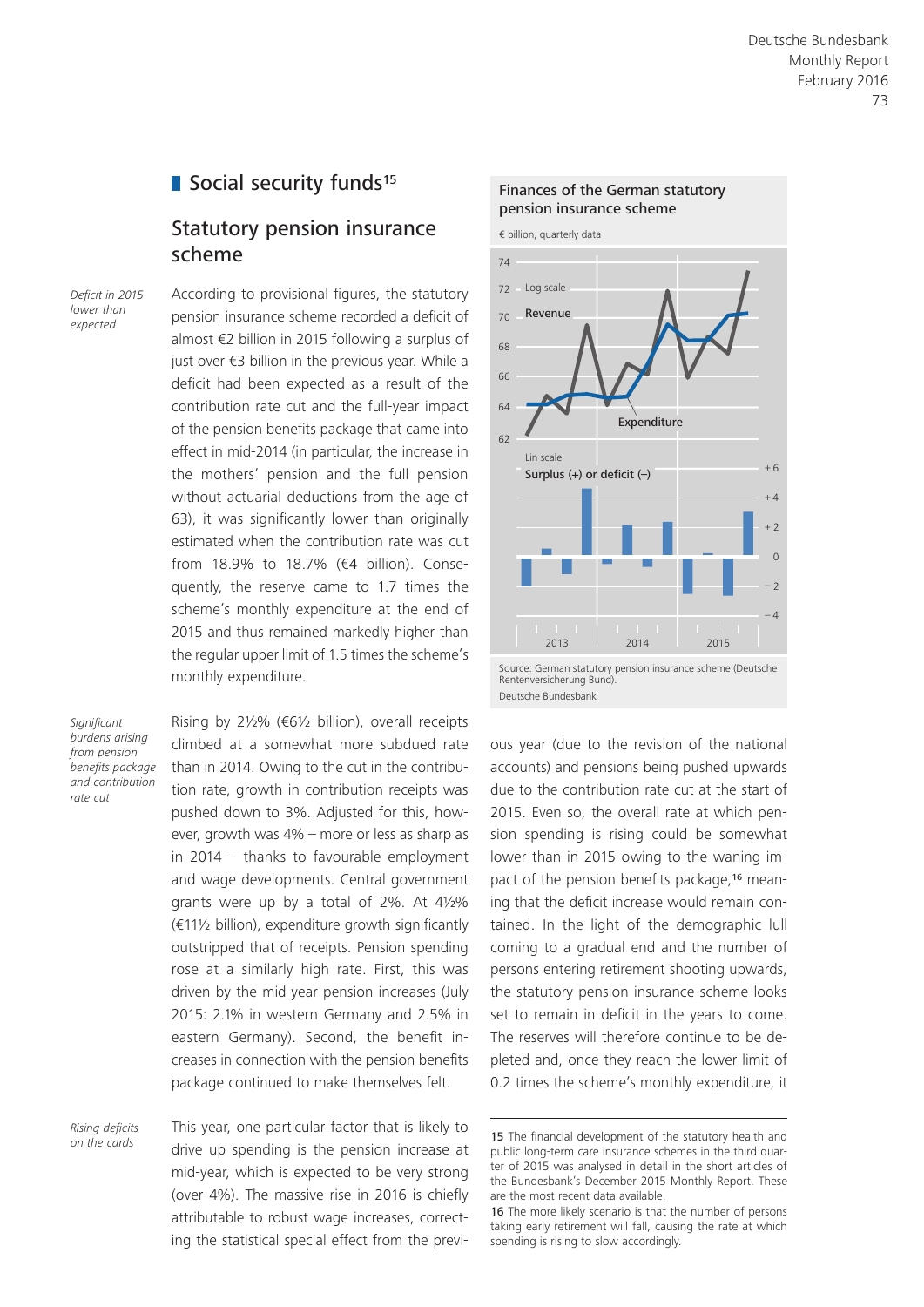## Social security funds[15]

### Statutory pension insurance scheme

*Deficit in 2015 lower than expected*

According to provisional figures, the statutory pension insurance scheme recorded a deficit of almost €2 billion in 2015 following a surplus of just over €3 billion in the previous year. While a deficit had been expected as a result of the contribution rate cut and the full-year impact of the pension benefits package that came into effect in mid-2014 (in particular, the increase in the mothers' pension and the full pension without actuarial deductions from the age of 63), it was significantly lower than originally estimated when the contribution rate was cut from 18.9% to 18.7% (€4 billion). Consequently, the reserve came to 1.7 times the scheme's monthly expenditure at the end of 2015 and thus remained markedly higher than the regular upper limit of 1.5 times the scheme's monthly expenditure.

*Significant burdens arising from pension benefits package and contribution rate cut*

Rising by 2½% (€6½ billion), overall receipts climbed at a somewhat more subdued rate than in 2014. Owing to the cut in the contribution rate, growth in contribution receipts was pushed down to 3%. Adjusted for this, however, growth was 4% – more or less as sharp as in 2014 – thanks to favourable employment and wage developments. Central government grants were up by a total of 2%. At 4½% (€11½ billion), expenditure growth significantly outstripped that of receipts. Pension spending rose at a similarly high rate. First, this was driven by the mid-year pension increases (July 2015: 2.1% in western Germany and 2.5% in eastern Germany). Second, the benefit increases in connection with the pension benefits package continued to make themselves felt.

*Rising deficits on the cards*

This year, one particular factor that is likely to drive up spending is the pension increase at mid-year, which is expected to be very strong (over 4%). The massive rise in 2016 is chiefly attributable to robust wage increases, correcting the statistical special effect from the previous year (due to the revision of the national accounts) and pensions being pushed upwards due to the contribution rate cut at the start of 2015. Even so, the overall rate at which pension spending is rising could be somewhat lower than in 2015 owing to the waning impact of the pension benefits package,[16] meaning that the deficit increase would remain contained. In the light of the demographic lull coming to a gradual end and the number of persons entering retirement shooting upwards, the statutory pension insurance scheme looks set to remain in deficit in the years to come. The reserves will therefore continue to be depleted and, once they reach the lower limit of 0.2 times the scheme's monthly expenditure, it

**Finances of the German statutory pension insurance scheme**

€ billion, quarterly data

Source: German statutory pension insurance scheme (Deutsche Rentenversicherung Bund).
Deutsche Bundesbank

---

15 The financial development of the statutory health and public long-term care insurance schemes in the third quarter of 2015 was analysed in detail in the short articles of the Bundesbank's December 2015 Monthly Report. These are the most recent data available.

16 The more likely scenario is that the number of persons taking early retirement will fall, causing the rate at which spending is rising to slow accordingly.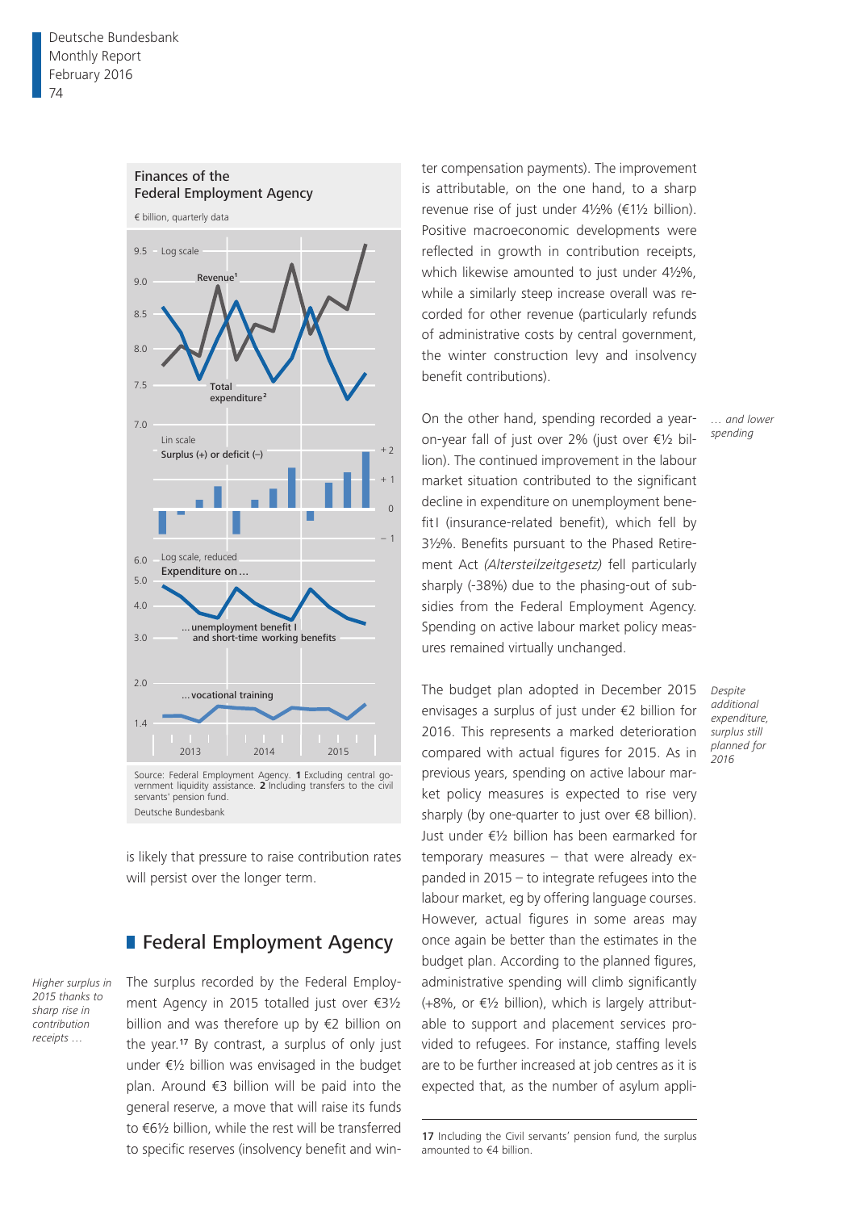Finances of the Federal Employment Agency

€ billion, quarterly data

Source: Federal Employment Agency. 1 Excluding central government liquidity assistance. 2 Including transfers to the civil servants' pension fund.

Deutsche Bundesbank

is likely that pressure to raise contribution rates will persist over the longer term.

## Federal Employment Agency

*Higher surplus in 2015 thanks to sharp rise in contribution receipts …*

The surplus recorded by the Federal Employment Agency in 2015 totalled just over €3½ billion and was therefore up by €2 billion on the year.[17] By contrast, a surplus of only just under €½ billion was envisaged in the budget plan. Around €3 billion will be paid into the general reserve, a move that will raise its funds to €6½ billion, while the rest will be transferred to specific reserves (insolvency benefit and winter compensation payments). The improvement is attributable, on the one hand, to a sharp revenue rise of just under 4½% (€1½ billion). Positive macroeconomic developments were reflected in growth in contribution receipts, which likewise amounted to just under 4½%, while a similarly steep increase overall was recorded for other revenue (particularly refunds of administrative costs by central government, the winter construction levy and insolvency benefit contributions).

*… and lower spending*

On the other hand, spending recorded a year-on-year fall of just over 2% (just over €½ billion). The continued improvement in the labour market situation contributed to the significant decline in expenditure on unemployment benefit I (insurance-related benefit), which fell by 3½%. Benefits pursuant to the Phased Retirement Act *(Altersteilzeitgesetz)* fell particularly sharply (-38%) due to the phasing-out of subsidies from the Federal Employment Agency. Spending on active labour market policy measures remained virtually unchanged.

*Despite additional expenditure, surplus still planned for 2016*

The budget plan adopted in December 2015 envisages a surplus of just under €2 billion for 2016. This represents a marked deterioration compared with actual figures for 2015. As in previous years, spending on active labour market policy measures is expected to rise very sharply (by one-quarter to just over €8 billion). Just under €½ billion has been earmarked for temporary measures – that were already expanded in 2015 – to integrate refugees into the labour market, eg by offering language courses. However, actual figures in some areas may once again be better than the estimates in the budget plan. According to the planned figures, administrative spending will climb significantly (+8%, or €½ billion), which is largely attributable to support and placement services provided to refugees. For instance, staffing levels are to be further increased at job centres as it is expected that, as the number of asylum appli-

17 Including the Civil servants' pension fund, the surplus amounted to €4 billion.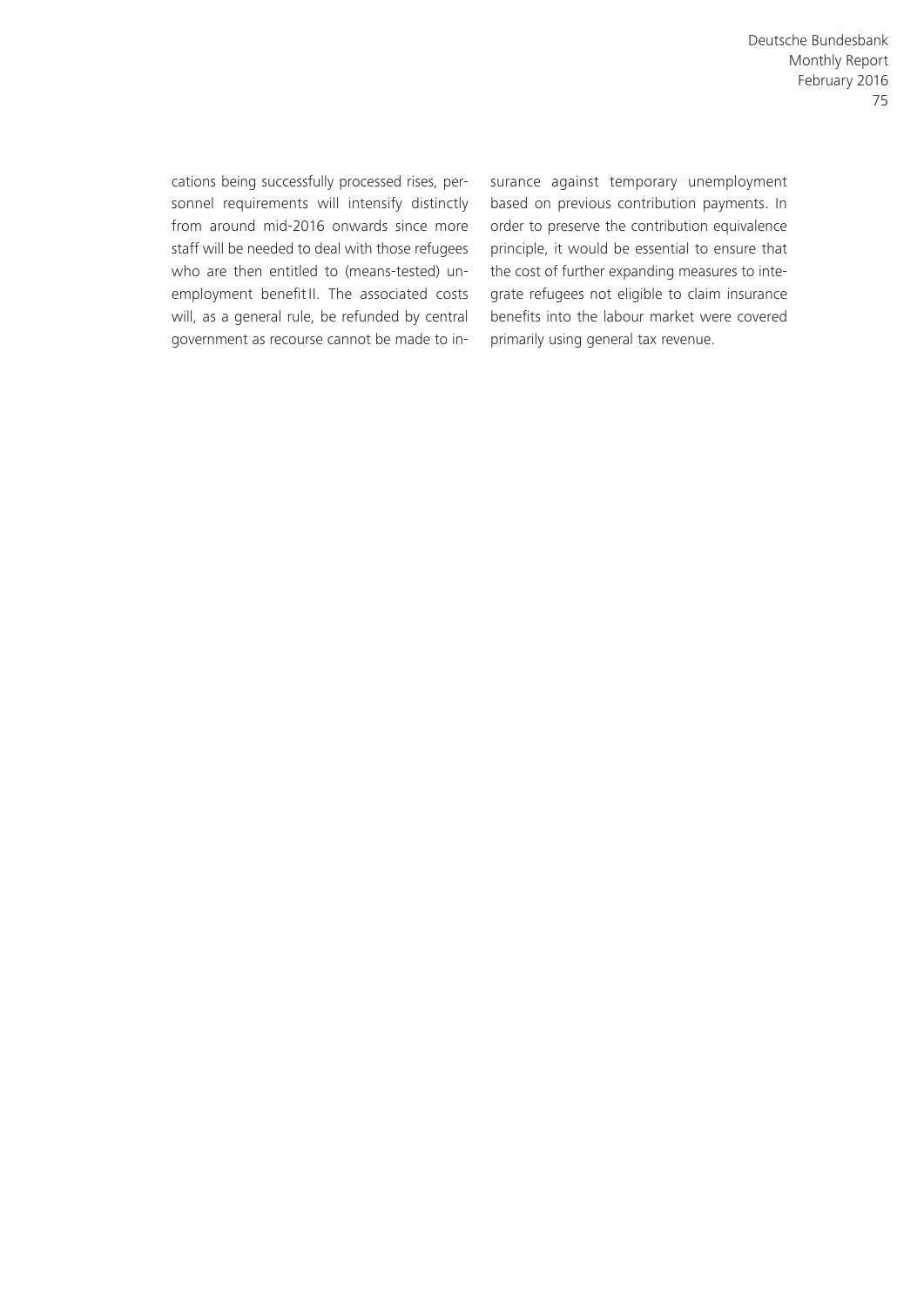cations being successfully processed rises, personnel requirements will intensify distinctly from around mid-2016 onwards since more staff will be needed to deal with those refugees who are then entitled to (means-tested) unemployment benefit II. The associated costs will, as a general rule, be refunded by central government as recourse cannot be made to insurance against temporary unemployment based on previous contribution payments. In order to preserve the contribution equivalence principle, it would be essential to ensure that the cost of further expanding measures to integrate refugees not eligible to claim insurance benefits into the labour market were covered primarily using general tax revenue.